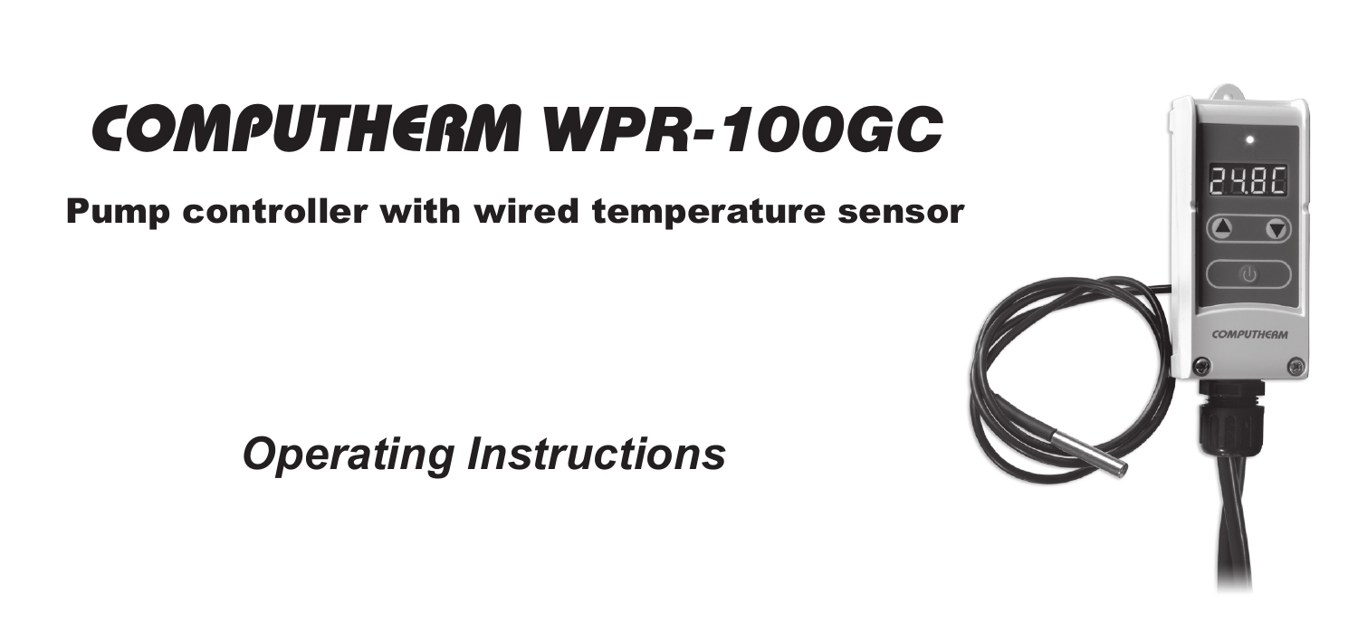# COMPUTHERM WPR-100GC

## Pump controller with wired temperature sensor

*Operating Instructions*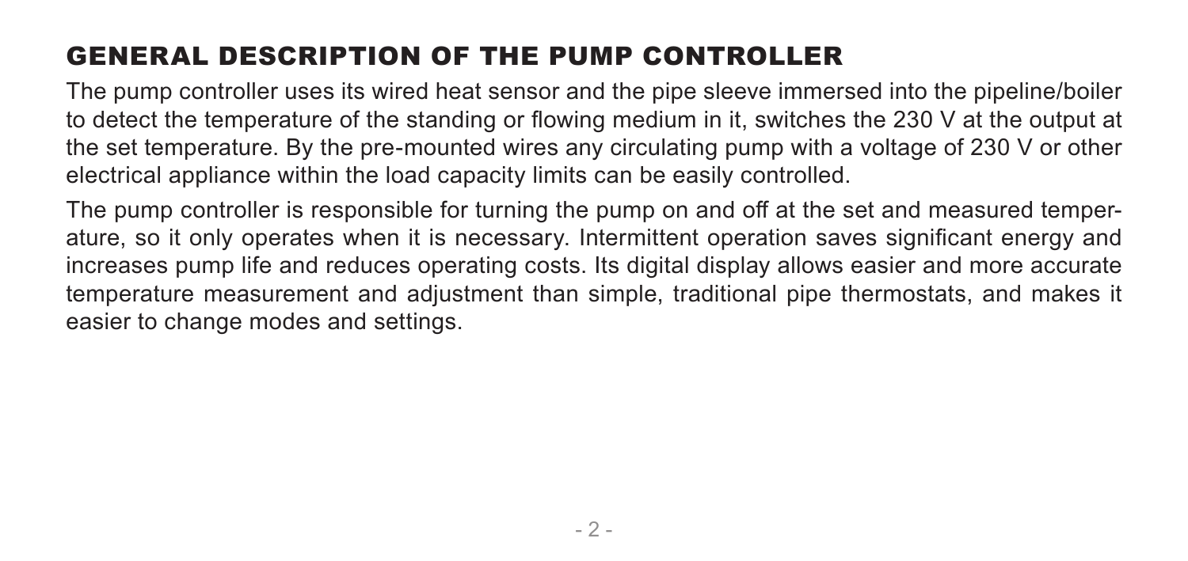# GENERAL DESCRIPTION OF THE PUMP CONTROLLER

The pump controller uses its wired heat sensor and the pipe sleeve immersed into the pipeline/boiler to detect the temperature of the standing or flowing medium in it, switches the 230 V at the output at the set temperature. By the pre-mounted wires any circulating pump with a voltage of 230 V or other electrical appliance within the load capacity limits can be easily controlled.

The pump controller is responsible for turning the pump on and off at the set and measured temperature, so it only operates when it is necessary. Intermittent operation saves significant energy and increases pump life and reduces operating costs. Its digital display allows easier and more accurate temperature measurement and adjustment than simple, traditional pipe thermostats, and makes it easier to change modes and settings.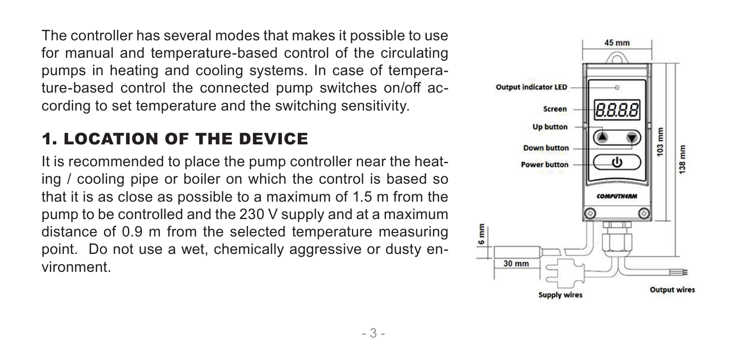The controller has several modes that makes it possible to use for manual and temperature-based control of the circulating pumps in heating and cooling systems. In case of temperature-based control the connected pump switches on/off according to set temperature and the switching sensitivity.

## 1. LOCATION OF THE DEVICE

It is recommended to place the pump controller near the heating / cooling pipe or boiler on which the control is based so that it is as close as possible to a maximum of 1.5 m from the pump to be controlled and the 230 V supply and at a maximum distance of 0.9 m from the selected temperature measuring point. Do not use a wet, chemically aggressive or dusty environment.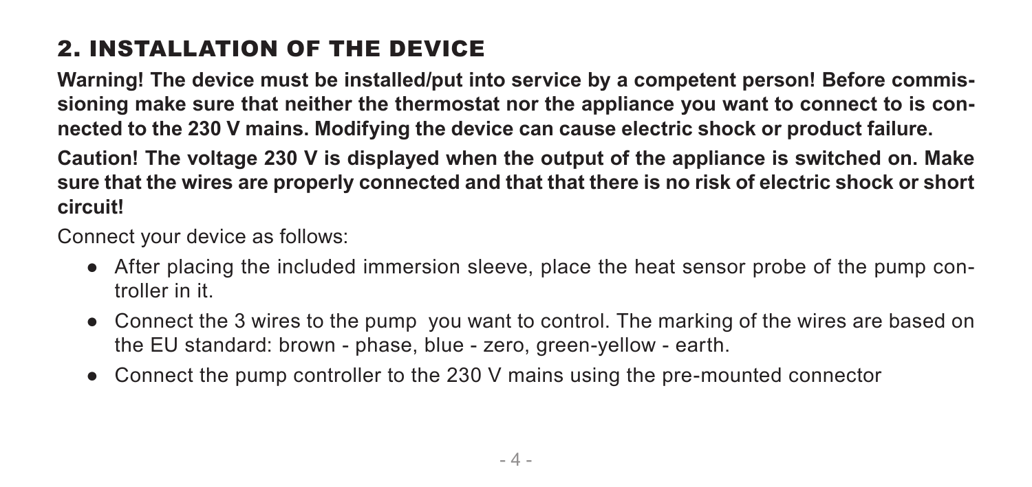## 2. INSTALLATION OF THE DEVICE

**Warning! The device must be installed/put into service by a competent person! Before commissioning make sure that neither the thermostat nor the appliance you want to connect to is connected to the 230 V mains. Modifying the device can cause electric shock or product failure.**

**Caution! The voltage 230 V is displayed when the output of the appliance is switched on. Make sure that the wires are properly connected and that that there is no risk of electric shock or short circuit!**

Connect your device as follows:

- After placing the included immersion sleeve, place the heat sensor probe of the pump controller in it.
- Connect the 3 wires to the pump you want to control. The marking of the wires are based on the EU standard: brown - phase, blue - zero, green-yellow - earth.
- Connect the pump controller to the 230 V mains using the pre-mounted connector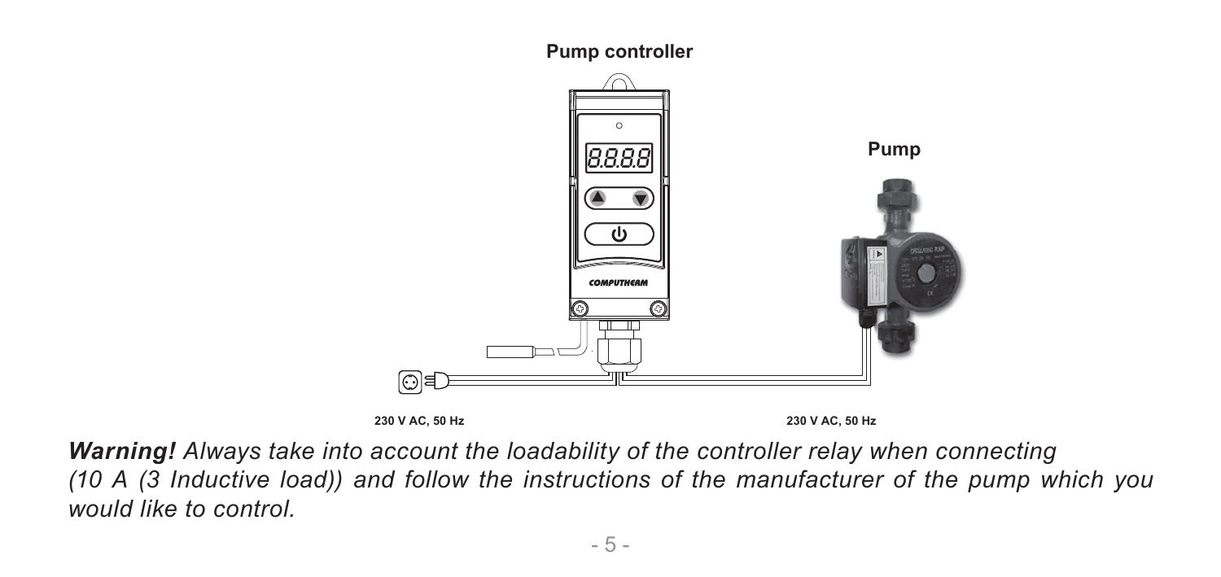Pump controller

Pump

230 V AC, 50 Hz

230 V AC, 50 Hz

***Warning!*** *Always take into account the loadability of the controller relay when connecting (10 A (3 Inductive load)) and follow the instructions of the manufacturer of the pump which you would like to control.*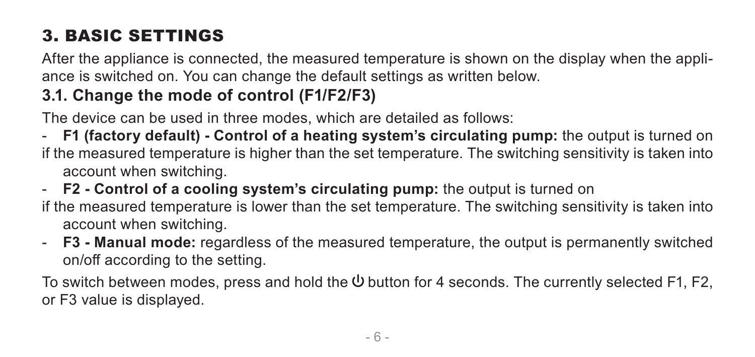## 3. BASIC SETTINGS

After the appliance is connected, the measured temperature is shown on the display when the appliance is switched on. You can change the default settings as written below.

### 3.1. Change the mode of control (F1/F2/F3)

The device can be used in three modes, which are detailed as follows:

- **F1 (factory default) - Control of a heating system's circulating pump:** the output is turned on if the measured temperature is higher than the set temperature. The switching sensitivity is taken into account when switching.
- **F2 - Control of a cooling system's circulating pump:** the output is turned on if the measured temperature is lower than the set temperature. The switching sensitivity is taken into account when switching.
- **F3 - Manual mode:** regardless of the measured temperature, the output is permanently switched on/off according to the setting.

To switch between modes, press and hold the ⏻ button for 4 seconds. The currently selected F1, F2, or F3 value is displayed.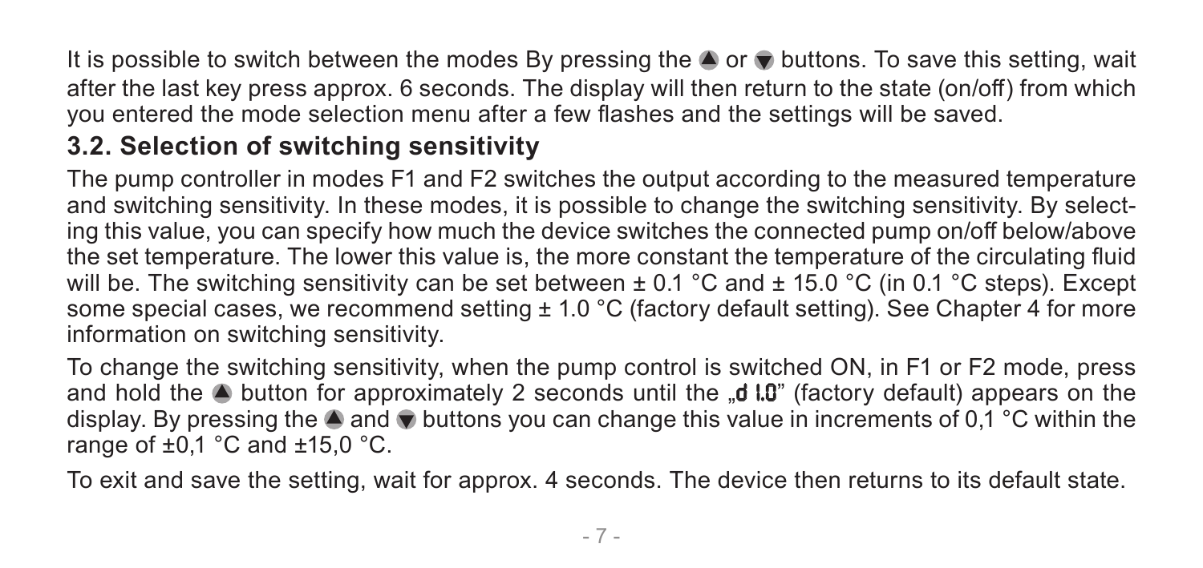It is possible to switch between the modes By pressing the ▲ or ▼ buttons. To save this setting, wait after the last key press approx. 6 seconds. The display will then return to the state (on/off) from which you entered the mode selection menu after a few flashes and the settings will be saved.

## 3.2. Selection of switching sensitivity

The pump controller in modes F1 and F2 switches the output according to the measured temperature and switching sensitivity. In these modes, it is possible to change the switching sensitivity. By selecting this value, you can specify how much the device switches the connected pump on/off below/above the set temperature. The lower this value is, the more constant the temperature of the circulating fluid will be. The switching sensitivity can be set between ± 0.1 °C and ± 15.0 °C (in 0.1 °C steps). Except some special cases, we recommend setting ± 1.0 °C (factory default setting). See Chapter 4 for more information on switching sensitivity.

To change the switching sensitivity, when the pump control is switched ON, in F1 or F2 mode, press and hold the ▲ button for approximately 2 seconds until the „d 1.0" (factory default) appears on the display. By pressing the ▲ and ▼ buttons you can change this value in increments of 0,1 °C within the range of ±0,1 °C and ±15,0 °C.

To exit and save the setting, wait for approx. 4 seconds. The device then returns to its default state.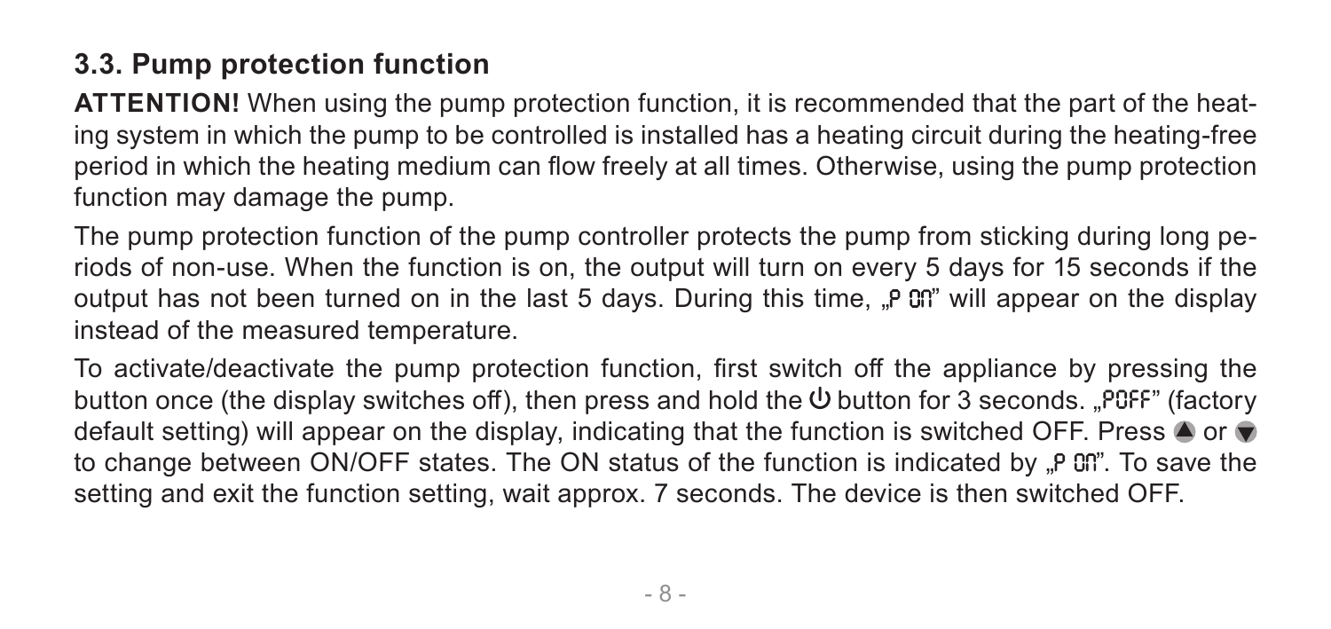### 3.3. Pump protection function

**ATTENTION!** When using the pump protection function, it is recommended that the part of the heating system in which the pump to be controlled is installed has a heating circuit during the heating-free period in which the heating medium can flow freely at all times. Otherwise, using the pump protection function may damage the pump.

The pump protection function of the pump controller protects the pump from sticking during long periods of non-use. When the function is on, the output will turn on every 5 days for 15 seconds if the output has not been turned on in the last 5 days. During this time, „P ON" will appear on the display instead of the measured temperature.

To activate/deactivate the pump protection function, first switch off the appliance by pressing the button once (the display switches off), then press and hold the ⏻ button for 3 seconds. „POFF" (factory default setting) will appear on the display, indicating that the function is switched OFF. Press ▲ or ▼ to change between ON/OFF states. The ON status of the function is indicated by „P ON". To save the setting and exit the function setting, wait approx. 7 seconds. The device is then switched OFF.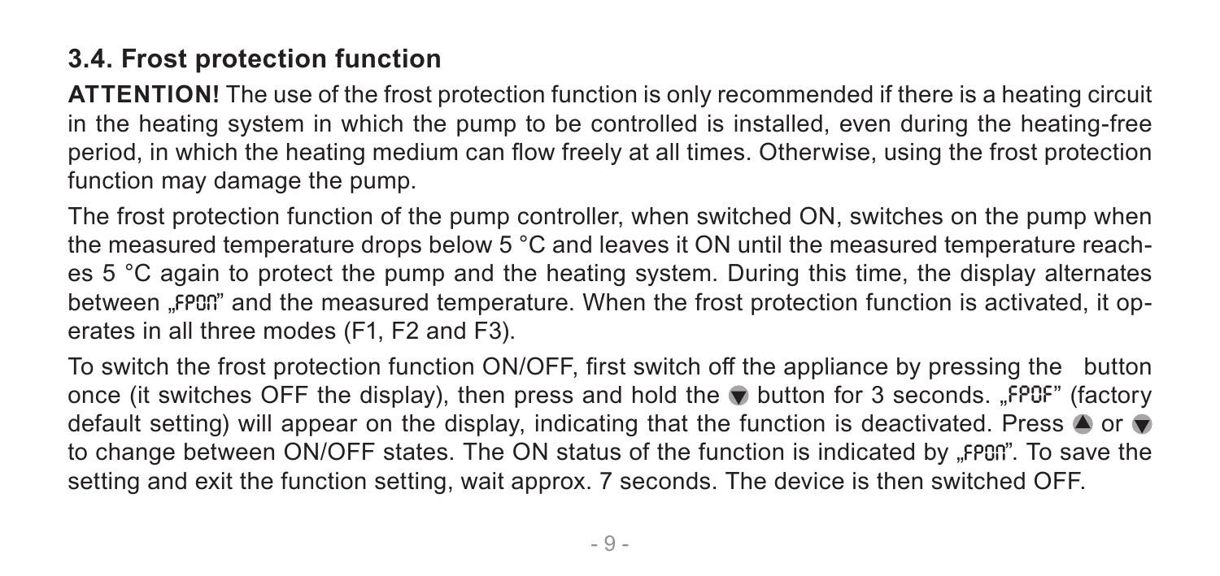### 3.4. Frost protection function

**ATTENTION!** The use of the frost protection function is only recommended if there is a heating circuit in the heating system in which the pump to be controlled is installed, even during the heating-free period, in which the heating medium can flow freely at all times. Otherwise, using the frost protection function may damage the pump.

The frost protection function of the pump controller, when switched ON, switches on the pump when the measured temperature drops below 5 °C and leaves it ON until the measured temperature reaches 5 °C again to protect the pump and the heating system. During this time, the display alternates between „FPON" and the measured temperature. When the frost protection function is activated, it operates in all three modes (F1, F2 and F3).

To switch the frost protection function ON/OFF, first switch off the appliance by pressing the  button once (it switches OFF the display), then press and hold the ▼ button for 3 seconds. „FPOF" (factory default setting) will appear on the display, indicating that the function is deactivated. Press ▲ or ▼ to change between ON/OFF states. The ON status of the function is indicated by „FPON". To save the setting and exit the function setting, wait approx. 7 seconds. The device is then switched OFF.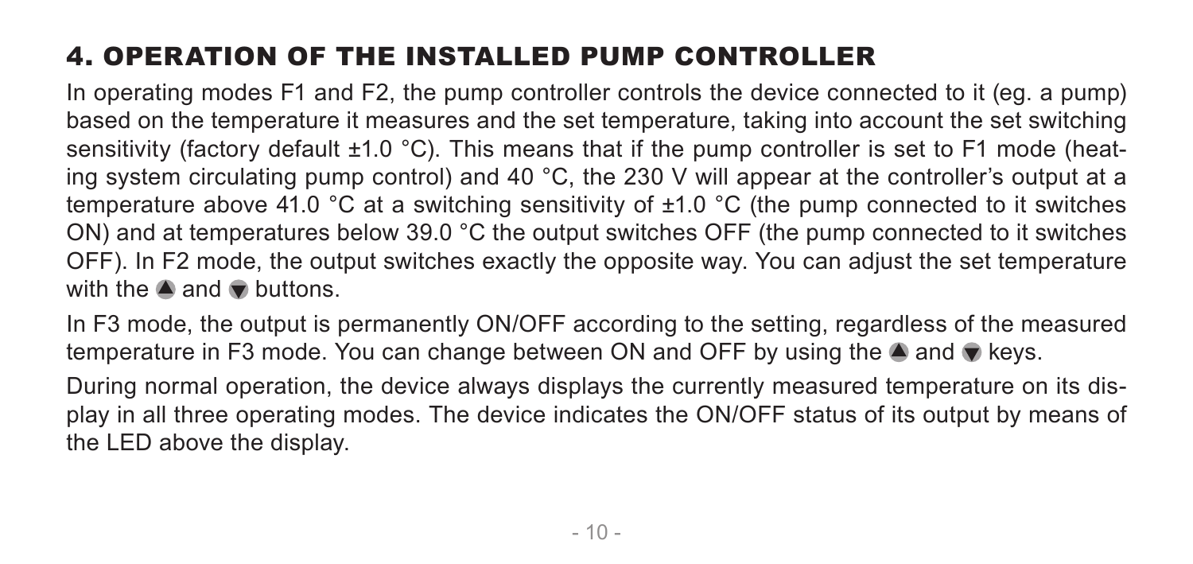## 4. OPERATION OF THE INSTALLED PUMP CONTROLLER

In operating modes F1 and F2, the pump controller controls the device connected to it (eg. a pump) based on the temperature it measures and the set temperature, taking into account the set switching sensitivity (factory default ±1.0 °C). This means that if the pump controller is set to F1 mode (heating system circulating pump control) and 40 °C, the 230 V will appear at the controller's output at a temperature above 41.0 °C at a switching sensitivity of ±1.0 °C (the pump connected to it switches ON) and at temperatures below 39.0 °C the output switches OFF (the pump connected to it switches OFF). In F2 mode, the output switches exactly the opposite way. You can adjust the set temperature with the ▲ and ▼ buttons.

In F3 mode, the output is permanently ON/OFF according to the setting, regardless of the measured temperature in F3 mode. You can change between ON and OFF by using the ▲ and ▼ keys.

During normal operation, the device always displays the currently measured temperature on its display in all three operating modes. The device indicates the ON/OFF status of its output by means of the LED above the display.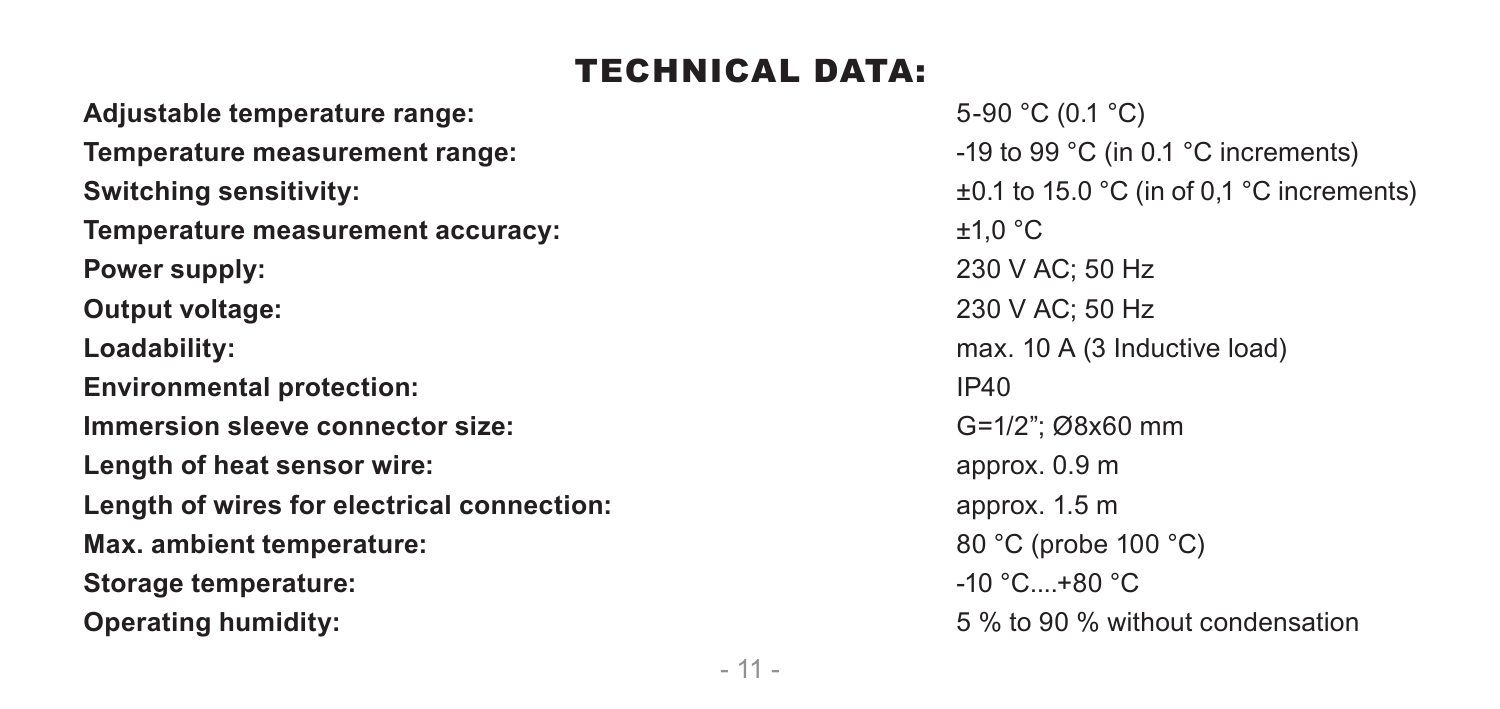# TECHNICAL DATA:

| | |
|---|---|
| **Adjustable temperature range:** | 5-90 °C (0.1 °C) |
| **Temperature measurement range:** | -19 to 99 °C (in 0.1 °C increments) |
| **Switching sensitivity:** | ±0.1 to 15.0 °C (in of 0,1 °C increments) |
| **Temperature measurement accuracy:** | ±1,0 °C |
| **Power supply:** | 230 V AC; 50 Hz |
| **Output voltage:** | 230 V AC; 50 Hz |
| **Loadability:** | max. 10 A (3 Inductive load) |
| **Environmental protection:** | IP40 |
| **Immersion sleeve connector size:** | G=1/2"; Ø8x60 mm |
| **Length of heat sensor wire:** | approx. 0.9 m |
| **Length of wires for electrical connection:** | approx. 1.5 m |
| **Max. ambient temperature:** | 80 °C (probe 100 °C) |
| **Storage temperature:** | -10 °C....+80 °C |
| **Operating humidity:** | 5 % to 90 % without condensation |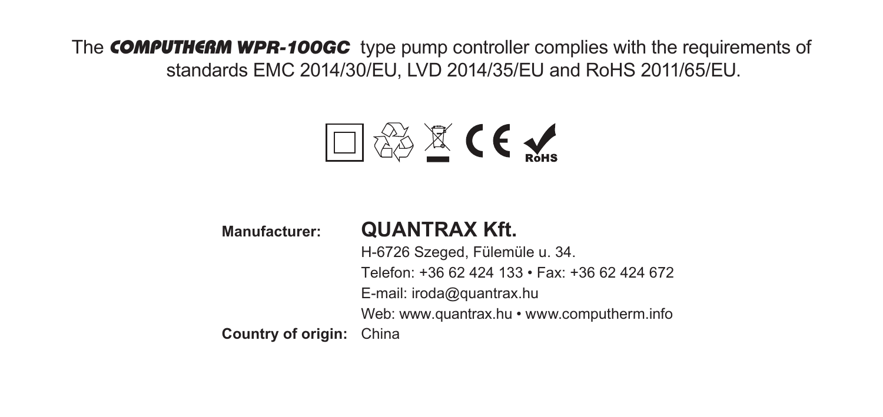The ***COMPUTHERM WPR-100GC*** type pump controller complies with the requirements of standards EMC 2014/30/EU, LVD 2014/35/EU and RoHS 2011/65/EU.

RoHS

**Manufacturer:** **QUANTRAX Kft.**
H-6726 Szeged, Fülemüle u. 34.
Telefon: +36 62 424 133 • Fax: +36 62 424 672
E-mail: iroda@quantrax.hu
Web: www.quantrax.hu • www.computherm.info

**Country of origin:** China